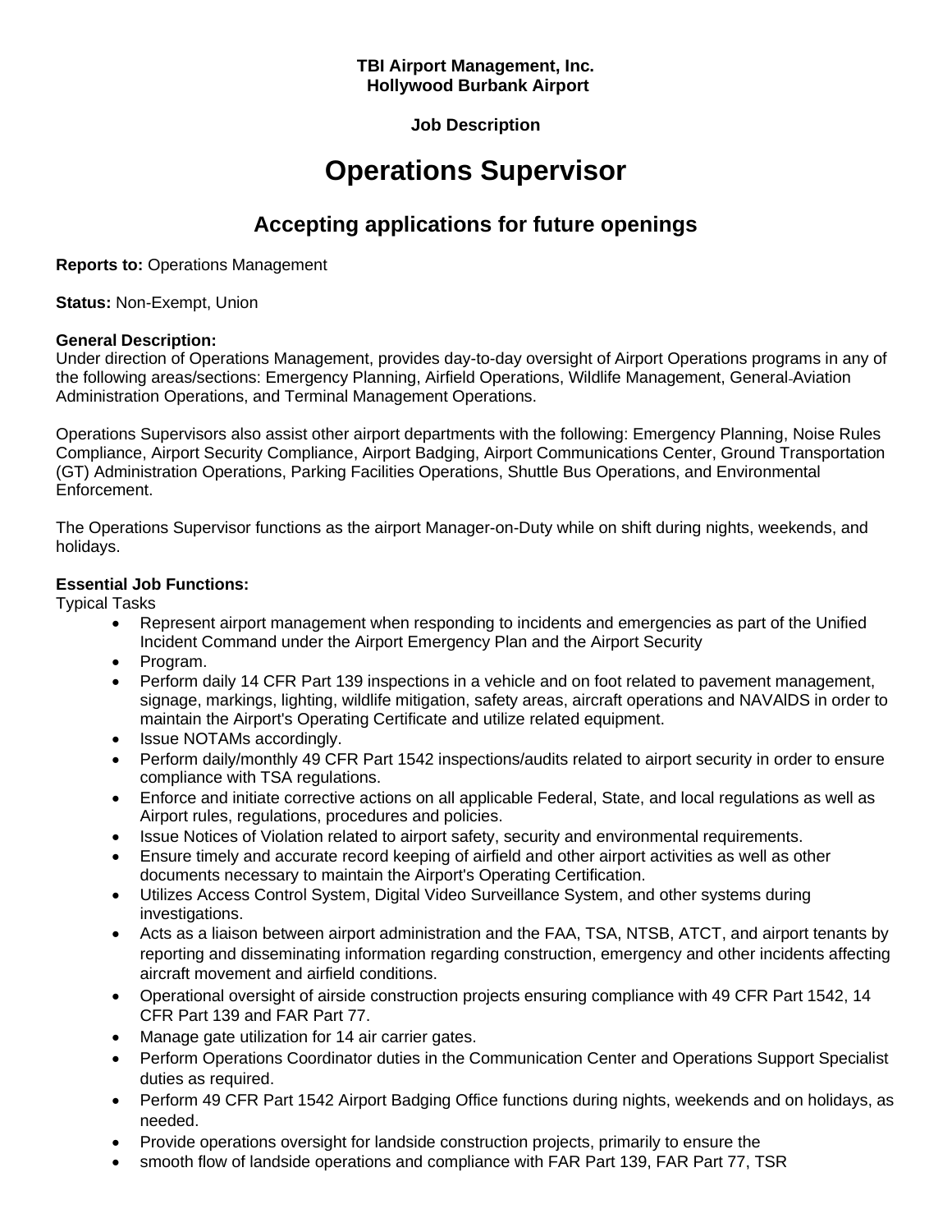**TBI Airport Management, Inc.**
**Hollywood Burbank Airport**

**Job Description**

# Operations Supervisor

## Accepting applications for future openings

**Reports to:** Operations Management

**Status:** Non-Exempt, Union

**General Description:**
Under direction of Operations Management, provides day-to-day oversight of Airport Operations programs in any of the following areas/sections: Emergency Planning, Airfield Operations, Wildlife Management, General-Aviation Administration Operations, and Terminal Management Operations.

Operations Supervisors also assist other airport departments with the following: Emergency Planning, Noise Rules Compliance, Airport Security Compliance, Airport Badging, Airport Communications Center, Ground Transportation (GT) Administration Operations, Parking Facilities Operations, Shuttle Bus Operations, and Environmental Enforcement.

The Operations Supervisor functions as the airport Manager-on-Duty while on shift during nights, weekends, and holidays.

**Essential Job Functions:**
Typical Tasks

- Represent airport management when responding to incidents and emergencies as part of the Unified Incident Command under the Airport Emergency Plan and the Airport Security
- Program.
- Perform daily 14 CFR Part 139 inspections in a vehicle and on foot related to pavement management, signage, markings, lighting, wildlife mitigation, safety areas, aircraft operations and NAVAIDS in order to maintain the Airport's Operating Certificate and utilize related equipment.
- Issue NOTAMs accordingly.
- Perform daily/monthly 49 CFR Part 1542 inspections/audits related to airport security in order to ensure compliance with TSA regulations.
- Enforce and initiate corrective actions on all applicable Federal, State, and local regulations as well as Airport rules, regulations, procedures and policies.
- Issue Notices of Violation related to airport safety, security and environmental requirements.
- Ensure timely and accurate record keeping of airfield and other airport activities as well as other documents necessary to maintain the Airport's Operating Certification.
- Utilizes Access Control System, Digital Video Surveillance System, and other systems during investigations.
- Acts as a liaison between airport administration and the FAA, TSA, NTSB, ATCT, and airport tenants by reporting and disseminating information regarding construction, emergency and other incidents affecting aircraft movement and airfield conditions.
- Operational oversight of airside construction projects ensuring compliance with 49 CFR Part 1542, 14 CFR Part 139 and FAR Part 77.
- Manage gate utilization for 14 air carrier gates.
- Perform Operations Coordinator duties in the Communication Center and Operations Support Specialist duties as required.
- Perform 49 CFR Part 1542 Airport Badging Office functions during nights, weekends and on holidays, as needed.
- Provide operations oversight for landside construction projects, primarily to ensure the
- smooth flow of landside operations and compliance with FAR Part 139, FAR Part 77, TSR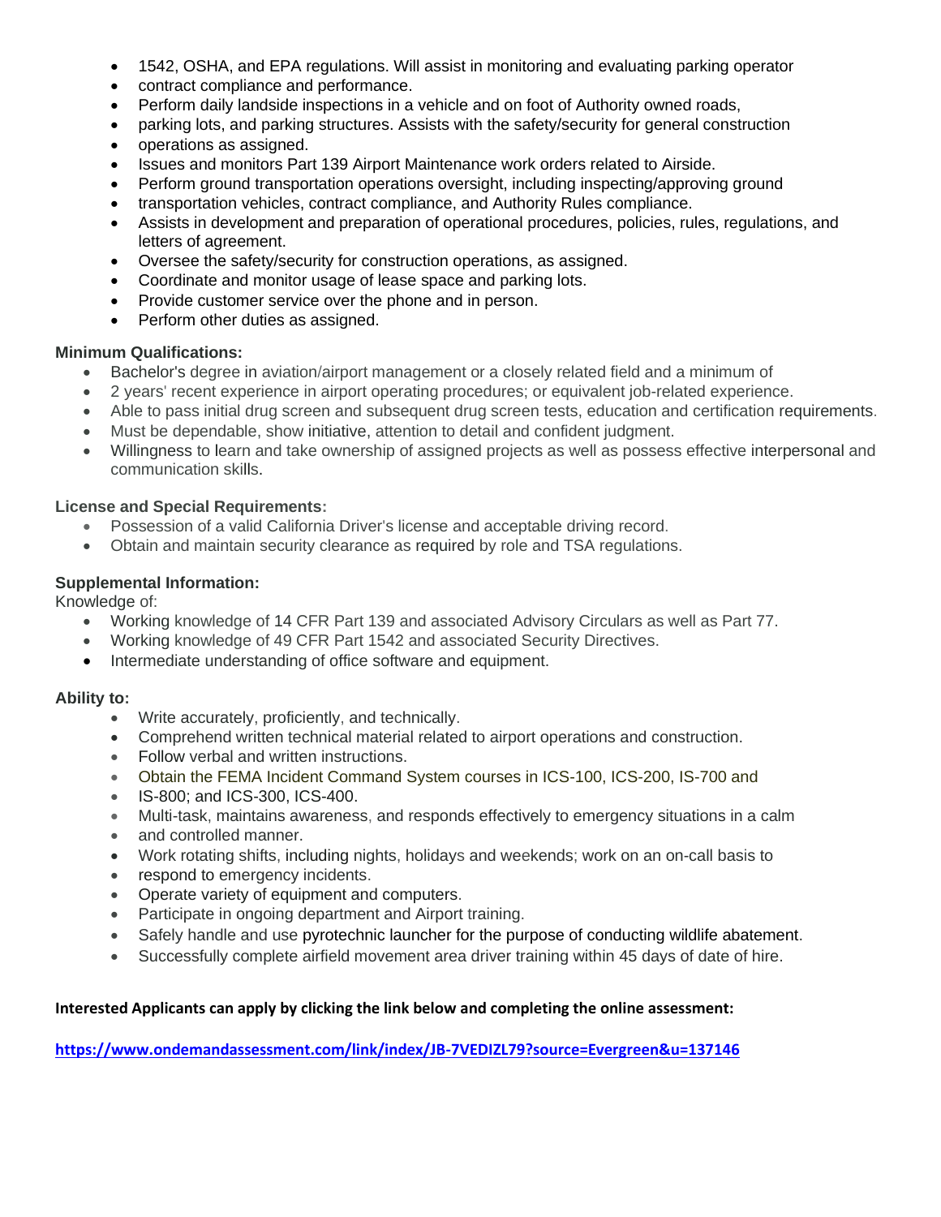- 1542, OSHA, and EPA regulations. Will assist in monitoring and evaluating parking operator
- contract compliance and performance.
- Perform daily landside inspections in a vehicle and on foot of Authority owned roads,
- parking lots, and parking structures. Assists with the safety/security for general construction
- operations as assigned.
- Issues and monitors Part 139 Airport Maintenance work orders related to Airside.
- Perform ground transportation operations oversight, including inspecting/approving ground
- transportation vehicles, contract compliance, and Authority Rules compliance.
- Assists in development and preparation of operational procedures, policies, rules, regulations, and letters of agreement.
- Oversee the safety/security for construction operations, as assigned.
- Coordinate and monitor usage of lease space and parking lots.
- Provide customer service over the phone and in person.
- Perform other duties as assigned.

**Minimum Qualifications:**

- Bachelor's degree in aviation/airport management or a closely related field and a minimum of
- 2 years' recent experience in airport operating procedures; or equivalent job-related experience.
- Able to pass initial drug screen and subsequent drug screen tests, education and certification requirements.
- Must be dependable, show initiative, attention to detail and confident judgment.
- Willingness to learn and take ownership of assigned projects as well as possess effective interpersonal and communication skills.

**License and Special Requirements:**

- Possession of a valid California Driver's license and acceptable driving record.
- Obtain and maintain security clearance as required by role and TSA regulations.

**Supplemental Information:**

Knowledge of:

- Working knowledge of 14 CFR Part 139 and associated Advisory Circulars as well as Part 77.
- Working knowledge of 49 CFR Part 1542 and associated Security Directives.
- Intermediate understanding of office software and equipment.

**Ability to:**

- Write accurately, proficiently, and technically.
- Comprehend written technical material related to airport operations and construction.
- Follow verbal and written instructions.
- Obtain the FEMA Incident Command System courses in ICS-100, ICS-200, IS-700 and
- IS-800; and ICS-300, ICS-400.
- Multi-task, maintains awareness, and responds effectively to emergency situations in a calm
- and controlled manner.
- Work rotating shifts, including nights, holidays and weekends; work on an on-call basis to
- respond to emergency incidents.
- Operate variety of equipment and computers.
- Participate in ongoing department and Airport training.
- Safely handle and use pyrotechnic launcher for the purpose of conducting wildlife abatement.
- Successfully complete airfield movement area driver training within 45 days of date of hire.

**Interested Applicants can apply by clicking the link below and completing the online assessment:**

**https://www.ondemandassessment.com/link/index/JB-7VEDIZL79?source=Evergreen&u=137146**